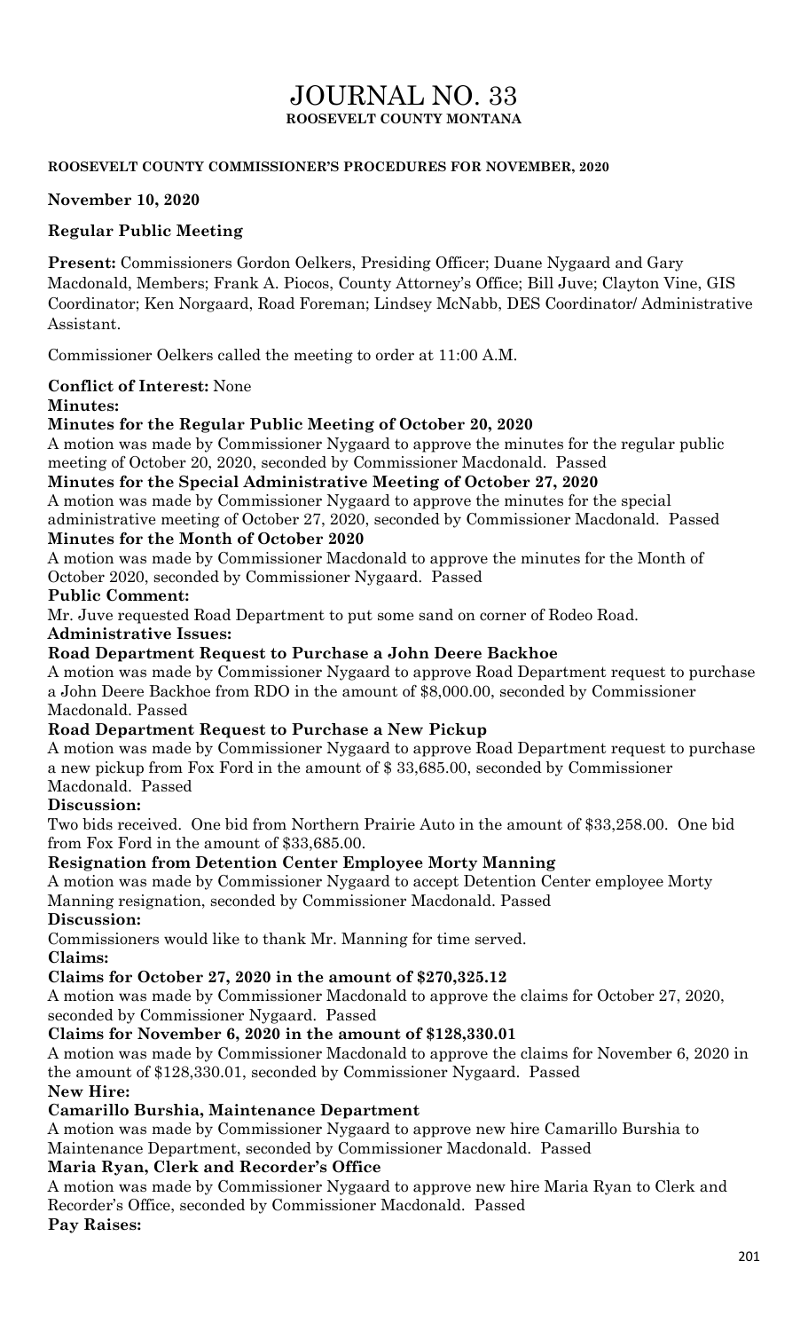# JOURNAL NO. 33

**ROOSEVELT COUNTY MONTANA**

**ROOSEVELT COUNTY COMMISSIONER'S PROCEDURES FOR NOVEMBER, 2020**

**November 10, 2020**

**Regular Public Meeting**

**Present:** Commissioners Gordon Oelkers, Presiding Officer; Duane Nygaard and Gary Macdonald, Members; Frank A. Piocos, County Attorney's Office; Bill Juve; Clayton Vine, GIS Coordinator; Ken Norgaard, Road Foreman; Lindsey McNabb, DES Coordinator/ Administrative Assistant.

Commissioner Oelkers called the meeting to order at 11:00 A.M.

**Conflict of Interest:** None

**Minutes:**

**Minutes for the Regular Public Meeting of October 20, 2020**

A motion was made by Commissioner Nygaard to approve the minutes for the regular public meeting of October 20, 2020, seconded by Commissioner Macdonald. Passed

**Minutes for the Special Administrative Meeting of October 27, 2020**

A motion was made by Commissioner Nygaard to approve the minutes for the special administrative meeting of October 27, 2020, seconded by Commissioner Macdonald. Passed

**Minutes for the Month of October 2020**

A motion was made by Commissioner Macdonald to approve the minutes for the Month of October 2020, seconded by Commissioner Nygaard. Passed

**Public Comment:**

Mr. Juve requested Road Department to put some sand on corner of Rodeo Road.

**Administrative Issues:**

**Road Department Request to Purchase a John Deere Backhoe**

A motion was made by Commissioner Nygaard to approve Road Department request to purchase a John Deere Backhoe from RDO in the amount of $8,000.00, seconded by Commissioner Macdonald. Passed

**Road Department Request to Purchase a New Pickup**

A motion was made by Commissioner Nygaard to approve Road Department request to purchase a new pickup from Fox Ford in the amount of $ 33,685.00, seconded by Commissioner Macdonald. Passed

**Discussion:**

Two bids received. One bid from Northern Prairie Auto in the amount of $33,258.00. One bid from Fox Ford in the amount of $33,685.00.

**Resignation from Detention Center Employee Morty Manning**

A motion was made by Commissioner Nygaard to accept Detention Center employee Morty Manning resignation, seconded by Commissioner Macdonald. Passed

**Discussion:**

Commissioners would like to thank Mr. Manning for time served.

**Claims:**

**Claims for October 27, 2020 in the amount of $270,325.12**

A motion was made by Commissioner Macdonald to approve the claims for October 27, 2020, seconded by Commissioner Nygaard. Passed

**Claims for November 6, 2020 in the amount of $128,330.01**

A motion was made by Commissioner Macdonald to approve the claims for November 6, 2020 in the amount of $128,330.01, seconded by Commissioner Nygaard. Passed

**New Hire:**

**Camarillo Burshia, Maintenance Department**

A motion was made by Commissioner Nygaard to approve new hire Camarillo Burshia to Maintenance Department, seconded by Commissioner Macdonald. Passed

**Maria Ryan, Clerk and Recorder's Office**

A motion was made by Commissioner Nygaard to approve new hire Maria Ryan to Clerk and Recorder's Office, seconded by Commissioner Macdonald. Passed

**Pay Raises:**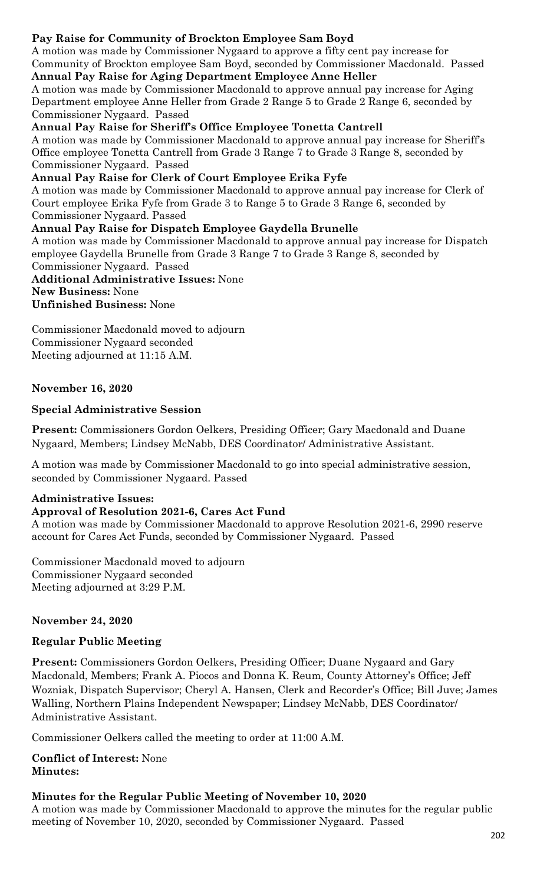**Pay Raise for Community of Brockton Employee Sam Boyd**
A motion was made by Commissioner Nygaard to approve a fifty cent pay increase for Community of Brockton employee Sam Boyd, seconded by Commissioner Macdonald. Passed

**Annual Pay Raise for Aging Department Employee Anne Heller**
A motion was made by Commissioner Macdonald to approve annual pay increase for Aging Department employee Anne Heller from Grade 2 Range 5 to Grade 2 Range 6, seconded by Commissioner Nygaard. Passed

**Annual Pay Raise for Sheriff's Office Employee Tonetta Cantrell**
A motion was made by Commissioner Macdonald to approve annual pay increase for Sheriff's Office employee Tonetta Cantrell from Grade 3 Range 7 to Grade 3 Range 8, seconded by Commissioner Nygaard. Passed

**Annual Pay Raise for Clerk of Court Employee Erika Fyfe**
A motion was made by Commissioner Macdonald to approve annual pay increase for Clerk of Court employee Erika Fyfe from Grade 3 to Range 5 to Grade 3 Range 6, seconded by Commissioner Nygaard. Passed

**Annual Pay Raise for Dispatch Employee Gaydella Brunelle**
A motion was made by Commissioner Macdonald to approve annual pay increase for Dispatch employee Gaydella Brunelle from Grade 3 Range 7 to Grade 3 Range 8, seconded by Commissioner Nygaard. Passed

**Additional Administrative Issues:** None
**New Business:** None
**Unfinished Business:** None

Commissioner Macdonald moved to adjourn
Commissioner Nygaard seconded
Meeting adjourned at 11:15 A.M.

**November 16, 2020**

**Special Administrative Session**

**Present:** Commissioners Gordon Oelkers, Presiding Officer; Gary Macdonald and Duane Nygaard, Members; Lindsey McNabb, DES Coordinator/ Administrative Assistant.

A motion was made by Commissioner Macdonald to go into special administrative session, seconded by Commissioner Nygaard. Passed

**Administrative Issues:**

**Approval of Resolution 2021-6, Cares Act Fund**
A motion was made by Commissioner Macdonald to approve Resolution 2021-6, 2990 reserve account for Cares Act Funds, seconded by Commissioner Nygaard. Passed

Commissioner Macdonald moved to adjourn
Commissioner Nygaard seconded
Meeting adjourned at 3:29 P.M.

**November 24, 2020**

**Regular Public Meeting**

**Present:** Commissioners Gordon Oelkers, Presiding Officer; Duane Nygaard and Gary Macdonald, Members; Frank A. Piocos and Donna K. Reum, County Attorney's Office; Jeff Wozniak, Dispatch Supervisor; Cheryl A. Hansen, Clerk and Recorder's Office; Bill Juve; James Walling, Northern Plains Independent Newspaper; Lindsey McNabb, DES Coordinator/ Administrative Assistant.

Commissioner Oelkers called the meeting to order at 11:00 A.M.

**Conflict of Interest:** None
**Minutes:**

**Minutes for the Regular Public Meeting of November 10, 2020**
A motion was made by Commissioner Macdonald to approve the minutes for the regular public meeting of November 10, 2020, seconded by Commissioner Nygaard. Passed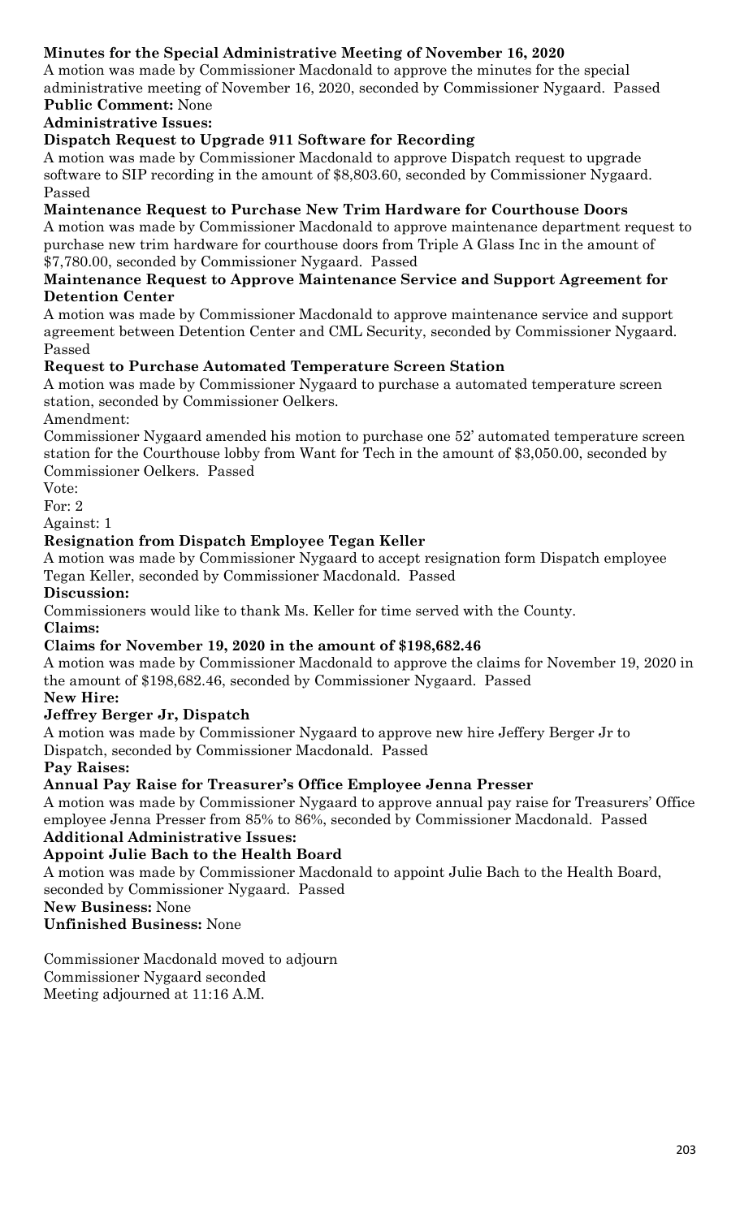**Minutes for the Special Administrative Meeting of November 16, 2020**

A motion was made by Commissioner Macdonald to approve the minutes for the special administrative meeting of November 16, 2020, seconded by Commissioner Nygaard. Passed

**Public Comment:** None

**Administrative Issues:**

**Dispatch Request to Upgrade 911 Software for Recording**

A motion was made by Commissioner Macdonald to approve Dispatch request to upgrade software to SIP recording in the amount of $8,803.60, seconded by Commissioner Nygaard. Passed

**Maintenance Request to Purchase New Trim Hardware for Courthouse Doors**

A motion was made by Commissioner Macdonald to approve maintenance department request to purchase new trim hardware for courthouse doors from Triple A Glass Inc in the amount of $7,780.00, seconded by Commissioner Nygaard. Passed

**Maintenance Request to Approve Maintenance Service and Support Agreement for Detention Center**

A motion was made by Commissioner Macdonald to approve maintenance service and support agreement between Detention Center and CML Security, seconded by Commissioner Nygaard. Passed

**Request to Purchase Automated Temperature Screen Station**

A motion was made by Commissioner Nygaard to purchase a automated temperature screen station, seconded by Commissioner Oelkers.

Amendment:

Commissioner Nygaard amended his motion to purchase one 52' automated temperature screen station for the Courthouse lobby from Want for Tech in the amount of $3,050.00, seconded by Commissioner Oelkers. Passed

Vote:

For: 2

Against: 1

**Resignation from Dispatch Employee Tegan Keller**

A motion was made by Commissioner Nygaard to accept resignation form Dispatch employee Tegan Keller, seconded by Commissioner Macdonald. Passed

**Discussion:**

Commissioners would like to thank Ms. Keller for time served with the County.

**Claims:**

**Claims for November 19, 2020 in the amount of $198,682.46**

A motion was made by Commissioner Macdonald to approve the claims for November 19, 2020 in the amount of $198,682.46, seconded by Commissioner Nygaard. Passed

**New Hire:**

**Jeffrey Berger Jr, Dispatch**

A motion was made by Commissioner Nygaard to approve new hire Jeffery Berger Jr to Dispatch, seconded by Commissioner Macdonald. Passed

**Pay Raises:**

**Annual Pay Raise for Treasurer's Office Employee Jenna Presser**

A motion was made by Commissioner Nygaard to approve annual pay raise for Treasurers' Office employee Jenna Presser from 85% to 86%, seconded by Commissioner Macdonald. Passed

**Additional Administrative Issues:**

**Appoint Julie Bach to the Health Board**

A motion was made by Commissioner Macdonald to appoint Julie Bach to the Health Board, seconded by Commissioner Nygaard. Passed

**New Business:** None

**Unfinished Business:** None

Commissioner Macdonald moved to adjourn
Commissioner Nygaard seconded
Meeting adjourned at 11:16 A.M.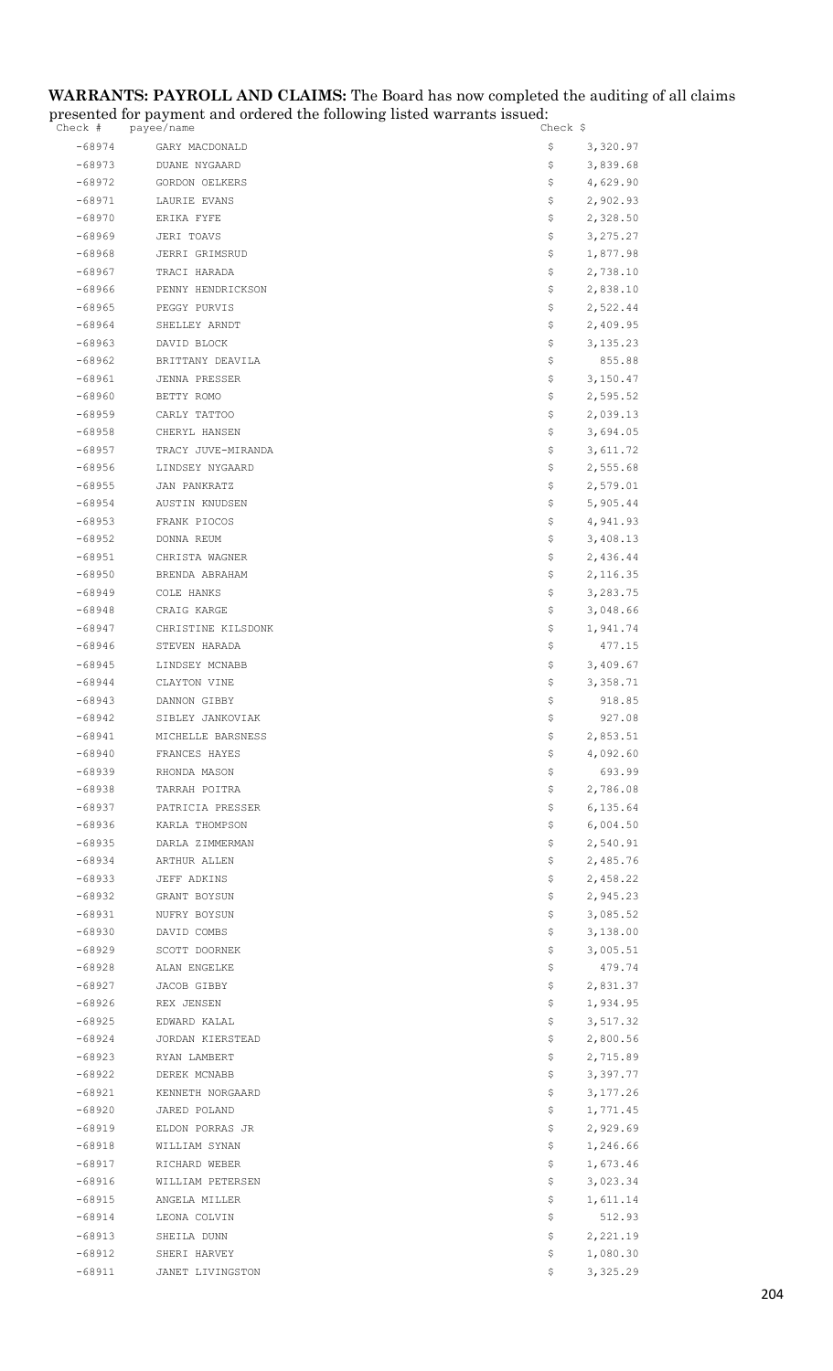**WARRANTS: PAYROLL AND CLAIMS:** The Board has now completed the auditing of all claims presented for payment and ordered the following listed warrants issued:

| Check # | payee/name | Check $ |
|---|---|---|
| -68974 | GARY MACDONALD | $ 3,320.97 |
| -68973 | DUANE NYGAARD | $ 3,839.68 |
| -68972 | GORDON OELKERS | $ 4,629.90 |
| -68971 | LAURIE EVANS | $ 2,902.93 |
| -68970 | ERIKA FYFE | $ 2,328.50 |
| -68969 | JERI TOAVS | $ 3,275.27 |
| -68968 | JERRI GRIMSRUD | $ 1,877.98 |
| -68967 | TRACI HARADA | $ 2,738.10 |
| -68966 | PENNY HENDRICKSON | $ 2,838.10 |
| -68965 | PEGGY PURVIS | $ 2,522.44 |
| -68964 | SHELLEY ARNDT | $ 2,409.95 |
| -68963 | DAVID BLOCK | $ 3,135.23 |
| -68962 | BRITTANY DEAVILA | $ 855.88 |
| -68961 | JENNA PRESSER | $ 3,150.47 |
| -68960 | BETTY ROMO | $ 2,595.52 |
| -68959 | CARLY TATTOO | $ 2,039.13 |
| -68958 | CHERYL HANSEN | $ 3,694.05 |
| -68957 | TRACY JUVE-MIRANDA | $ 3,611.72 |
| -68956 | LINDSEY NYGAARD | $ 2,555.68 |
| -68955 | JAN PANKRATZ | $ 2,579.01 |
| -68954 | AUSTIN KNUDSEN | $ 5,905.44 |
| -68953 | FRANK PIOCOS | $ 4,941.93 |
| -68952 | DONNA REUM | $ 3,408.13 |
| -68951 | CHRISTA WAGNER | $ 2,436.44 |
| -68950 | BRENDA ABRAHAM | $ 2,116.35 |
| -68949 | COLE HANKS | $ 3,283.75 |
| -68948 | CRAIG KARGE | $ 3,048.66 |
| -68947 | CHRISTINE KILSDONK | $ 1,941.74 |
| -68946 | STEVEN HARADA | $ 477.15 |
| -68945 | LINDSEY MCNABB | $ 3,409.67 |
| -68944 | CLAYTON VINE | $ 3,358.71 |
| -68943 | DANNON GIBBY | $ 918.85 |
| -68942 | SIBLEY JANKOVIAK | $ 927.08 |
| -68941 | MICHELLE BARSNESS | $ 2,853.51 |
| -68940 | FRANCES HAYES | $ 4,092.60 |
| -68939 | RHONDA MASON | $ 693.99 |
| -68938 | TARRAH POITRA | $ 2,786.08 |
| -68937 | PATRICIA PRESSER | $ 6,135.64 |
| -68936 | KARLA THOMPSON | $ 6,004.50 |
| -68935 | DARLA ZIMMERMAN | $ 2,540.91 |
| -68934 | ARTHUR ALLEN | $ 2,485.76 |
| -68933 | JEFF ADKINS | $ 2,458.22 |
| -68932 | GRANT BOYSUN | $ 2,945.23 |
| -68931 | NUFRY BOYSUN | $ 3,085.52 |
| -68930 | DAVID COMBS | $ 3,138.00 |
| -68929 | SCOTT DOORNEK | $ 3,005.51 |
| -68928 | ALAN ENGELKE | $ 479.74 |
| -68927 | JACOB GIBBY | $ 2,831.37 |
| -68926 | REX JENSEN | $ 1,934.95 |
| -68925 | EDWARD KALAL | $ 3,517.32 |
| -68924 | JORDAN KIERSTEAD | $ 2,800.56 |
| -68923 | RYAN LAMBERT | $ 2,715.89 |
| -68922 | DEREK MCNABB | $ 3,397.77 |
| -68921 | KENNETH NORGAARD | $ 3,177.26 |
| -68920 | JARED POLAND | $ 1,771.45 |
| -68919 | ELDON PORRAS JR | $ 2,929.69 |
| -68918 | WILLIAM SYNAN | $ 1,246.66 |
| -68917 | RICHARD WEBER | $ 1,673.46 |
| -68916 | WILLIAM PETERSEN | $ 3,023.34 |
| -68915 | ANGELA MILLER | $ 1,611.14 |
| -68914 | LEONA COLVIN | $ 512.93 |
| -68913 | SHEILA DUNN | $ 2,221.19 |
| -68912 | SHERI HARVEY | $ 1,080.30 |
| -68911 | JANET LIVINGSTON | $ 3,325.29 |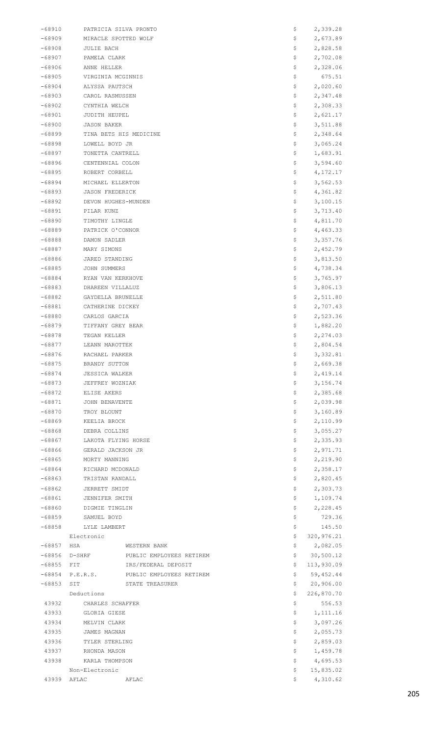| | | | | |
|---|---|---|---|---|
| -68910 | PATRICIA SILVA PRONTO | | $ | 2,339.28 |
| -68909 | MIRACLE SPOTTED WOLF | | $ | 2,673.89 |
| -68908 | JULIE BACH | | $ | 2,828.58 |
| -68907 | PAMELA CLARK | | $ | 2,702.08 |
| -68906 | ANNE HELLER | | $ | 2,328.06 |
| -68905 | VIRGINIA MCGINNIS | | $ | 675.51 |
| -68904 | ALYSSA PAUTSCH | | $ | 2,020.60 |
| -68903 | CAROL RASMUSSEN | | $ | 2,347.48 |
| -68902 | CYNTHIA WELCH | | $ | 2,308.33 |
| -68901 | JUDITH HEUPEL | | $ | 2,621.17 |
| -68900 | JASON BAKER | | $ | 3,511.88 |
| -68899 | TINA BETS HIS MEDICINE | | $ | 2,348.64 |
| -68898 | LOWELL BOYD JR | | $ | 3,065.24 |
| -68897 | TONETTA CANTRELL | | $ | 1,683.91 |
| -68896 | CENTENNIAL COLON | | $ | 3,594.60 |
| -68895 | ROBERT CORBELL | | $ | 4,172.17 |
| -68894 | MICHAEL ELLERTON | | $ | 3,562.53 |
| -68893 | JASON FREDERICK | | $ | 4,361.82 |
| -68892 | DEVON HUGHES-MUNDEN | | $ | 3,100.15 |
| -68891 | PILAR KUNZ | | $ | 3,713.40 |
| -68890 | TIMOTHY LINGLE | | $ | 4,811.70 |
| -68889 | PATRICK O'CONNOR | | $ | 4,463.33 |
| -68888 | DAMON SADLER | | $ | 3,357.76 |
| -68887 | MARY SIMONS | | $ | 2,452.79 |
| -68886 | JARED STANDING | | $ | 3,813.50 |
| -68885 | JOHN SUMMERS | | $ | 4,738.34 |
| -68884 | RYAN VAN KERKHOVE | | $ | 3,765.97 |
| -68883 | DHAREEN VILLALUZ | | $ | 3,806.13 |
| -68882 | GAYDELLA BRUNELLE | | $ | 2,511.80 |
| -68881 | CATHERINE DICKEY | | $ | 2,707.43 |
| -68880 | CARLOS GARCIA | | $ | 2,523.36 |
| -68879 | TIFFANY GREY BEAR | | $ | 1,882.20 |
| -68878 | TEGAN KELLER | | $ | 2,274.03 |
| -68877 | LEANN MAROTTEK | | $ | 2,804.54 |
| -68876 | RACHAEL PARKER | | $ | 3,332.81 |
| -68875 | BRANDY SUTTON | | $ | 2,669.38 |
| -68874 | JESSICA WALKER | | $ | 2,419.14 |
| -68873 | JEFFREY WOZNIAK | | $ | 3,156.74 |
| -68872 | ELISE AKERS | | $ | 2,385.68 |
| -68871 | JOHN BENAVENTE | | $ | 2,039.98 |
| -68870 | TROY BLOUNT | | $ | 3,160.89 |
| -68869 | KEELIA BROCK | | $ | 2,110.99 |
| -68868 | DEBRA COLLINS | | $ | 3,055.27 |
| -68867 | LAKOTA FLYING HORSE | | $ | 2,335.93 |
| -68866 | GERALD JACKSON JR | | $ | 2,971.71 |
| -68865 | MORTY MANNING | | $ | 2,219.90 |
| -68864 | RICHARD MCDONALD | | $ | 2,358.17 |
| -68863 | TRISTAN RANDALL | | $ | 2,820.45 |
| -68862 | JERRETT SMIDT | | $ | 2,303.73 |
| -68861 | JENNIFER SMITH | | $ | 1,109.74 |
| -68860 | DIGMIE TINGLIN | | $ | 2,228.45 |
| -68859 | SAMUEL BOYD | | $ | 729.36 |
| -68858 | LYLE LAMBERT | | $ | 145.50 |
| | Electronic | | $ | 320,976.21 |
| -68857 | HSA | WESTERN BANK | $ | 2,082.05 |
| -68856 | D-SHRF | PUBLIC EMPLOYEES RETIREM | $ | 30,500.12 |
| -68855 | FIT | IRS/FEDERAL DEPOSIT | $ | 113,930.09 |
| -68854 | P.E.R.S. | PUBLIC EMPLOYEES RETIREM | $ | 59,452.44 |
| -68853 | SIT | STATE TREASURER | $ | 20,906.00 |
| | Deductions | | $ | 226,870.70 |
| 43932 | CHARLES SCHAFFER | | $ | 556.53 |
| 43933 | GLORIA GIESE | | $ | 1,111.16 |
| 43934 | MELVIN CLARK | | $ | 3,097.26 |
| 43935 | JAMES MAGNAN | | $ | 2,055.73 |
| 43936 | TYLER STERLING | | $ | 2,859.03 |
| 43937 | RHONDA MASON | | $ | 1,459.78 |
| 43938 | KARLA THOMPSON | | $ | 4,695.53 |
| | Non-Electronic | | $ | 15,835.02 |
| 43939 | AFLAC | AFLAC | $ | 4,310.62 |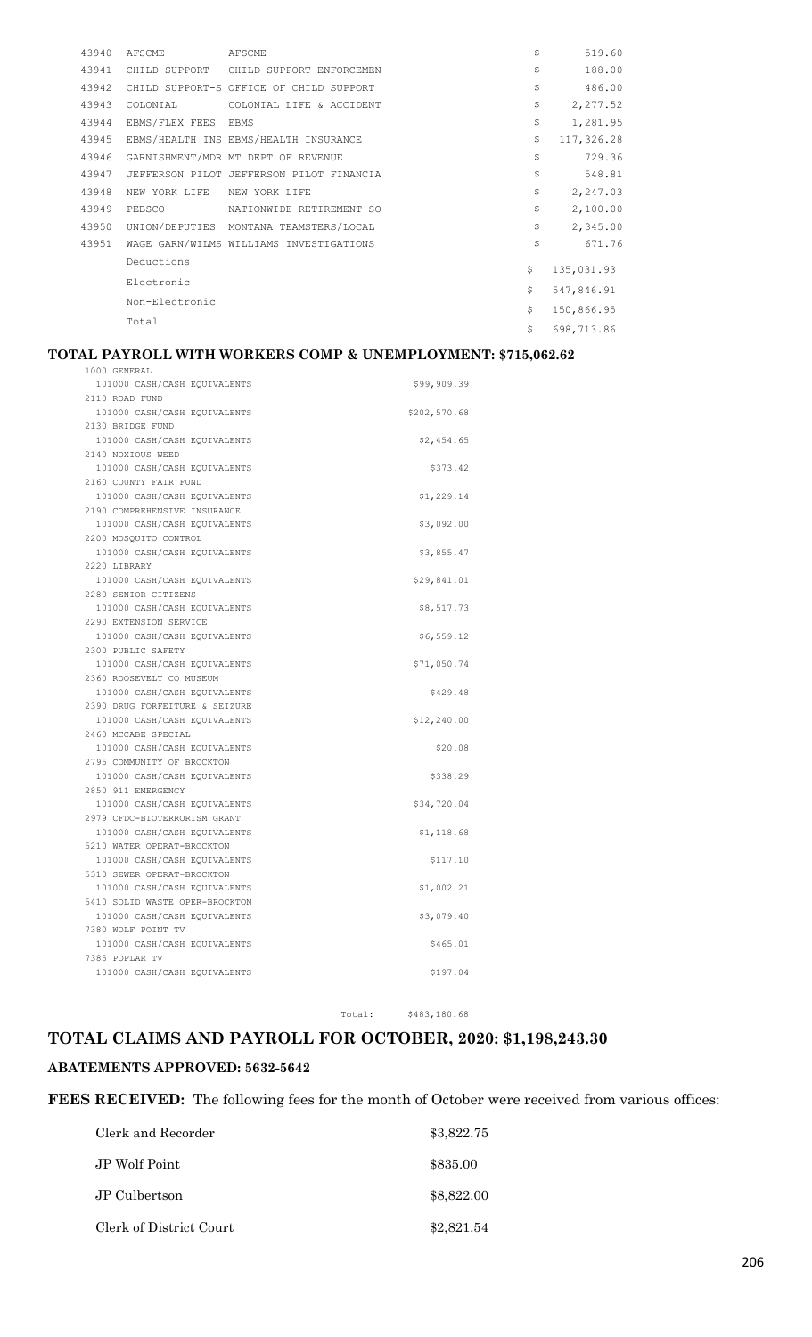| | | | | |
|---|---|---|---|---|
| 43940 | AFSCME | AFSCME | $ | 519.60 |
| 43941 | CHILD SUPPORT | CHILD SUPPORT ENFORCEMEN | $ | 188.00 |
| 43942 | CHILD SUPPORT-S | OFFICE OF CHILD SUPPORT | $ | 486.00 |
| 43943 | COLONIAL | COLONIAL LIFE & ACCIDENT | $ | 2,277.52 |
| 43944 | EBMS/FLEX FEES | EBMS | $ | 1,281.95 |
| 43945 | EBMS/HEALTH INS | EBMS/HEALTH INSURANCE | $ | 117,326.28 |
| 43946 | GARNISHMENT/MDR | MT DEPT OF REVENUE | $ | 729.36 |
| 43947 | JEFFERSON PILOT | JEFFERSON PILOT FINANCIA | $ | 548.81 |
| 43948 | NEW YORK LIFE | NEW YORK LIFE | $ | 2,247.03 |
| 43949 | PEBSCO | NATIONWIDE RETIREMENT SO | $ | 2,100.00 |
| 43950 | UNION/DEPUTIES | MONTANA TEAMSTERS/LOCAL | $ | 2,345.00 |
| 43951 | WAGE GARN/WILMS | WILLIAMS INVESTIGATIONS | $ | 671.76 |
| | Deductions | | $ | 135,031.93 |
| | Electronic | | $ | 547,846.91 |
| | Non-Electronic | | $ | 150,866.95 |
| | Total | | $ | 698,713.86 |

## TOTAL PAYROLL WITH WORKERS COMP & UNEMPLOYMENT: $715,062.62

| Fund / Account | Amount |
|---|---|
| 1000 GENERAL | |
| 101000 CASH/CASH EQUIVALENTS | $99,909.39 |
| 2110 ROAD FUND | |
| 101000 CASH/CASH EQUIVALENTS | $202,570.68 |
| 2130 BRIDGE FUND | |
| 101000 CASH/CASH EQUIVALENTS | $2,454.65 |
| 2140 NOXIOUS WEED | |
| 101000 CASH/CASH EQUIVALENTS | $373.42 |
| 2160 COUNTY FAIR FUND | |
| 101000 CASH/CASH EQUIVALENTS | $1,229.14 |
| 2190 COMPREHENSIVE INSURANCE | |
| 101000 CASH/CASH EQUIVALENTS | $3,092.00 |
| 2200 MOSQUITO CONTROL | |
| 101000 CASH/CASH EQUIVALENTS | $3,855.47 |
| 2220 LIBRARY | |
| 101000 CASH/CASH EQUIVALENTS | $29,841.01 |
| 2280 SENIOR CITIZENS | |
| 101000 CASH/CASH EQUIVALENTS | $8,517.73 |
| 2290 EXTENSION SERVICE | |
| 101000 CASH/CASH EQUIVALENTS | $6,559.12 |
| 2300 PUBLIC SAFETY | |
| 101000 CASH/CASH EQUIVALENTS | $71,050.74 |
| 2360 ROOSEVELT CO MUSEUM | |
| 101000 CASH/CASH EQUIVALENTS | $429.48 |
| 2390 DRUG FORFEITURE & SEIZURE | |
| 101000 CASH/CASH EQUIVALENTS | $12,240.00 |
| 2460 MCCABE SPECIAL | |
| 101000 CASH/CASH EQUIVALENTS | $20.08 |
| 2795 COMMUNITY OF BROCKTON | |
| 101000 CASH/CASH EQUIVALENTS | $338.29 |
| 2850 911 EMERGENCY | |
| 101000 CASH/CASH EQUIVALENTS | $34,720.04 |
| 2979 CFDC-BIOTERRORISM GRANT | |
| 101000 CASH/CASH EQUIVALENTS | $1,118.68 |
| 5210 WATER OPERAT-BROCKTON | |
| 101000 CASH/CASH EQUIVALENTS | $117.10 |
| 5310 SEWER OPERAT-BROCKTON | |
| 101000 CASH/CASH EQUIVALENTS | $1,002.21 |
| 5410 SOLID WASTE OPER-BROCKTON | |
| 101000 CASH/CASH EQUIVALENTS | $3,079.40 |
| 7380 WOLF POINT TV | |
| 101000 CASH/CASH EQUIVALENTS | $465.01 |
| 7385 POPLAR TV | |
| 101000 CASH/CASH EQUIVALENTS | $197.04 |
| Total: | $483,180.68 |

## TOTAL CLAIMS AND PAYROLL FOR OCTOBER, 2020: $1,198,243.30

### ABATEMENTS APPROVED: 5632-5642

**FEES RECEIVED:** The following fees for the month of October were received from various offices:

| Office | Amount |
|---|---|
| Clerk and Recorder | $3,822.75 |
| JP Wolf Point | $835.00 |
| JP Culbertson | $8,822.00 |
| Clerk of District Court | $2,821.54 |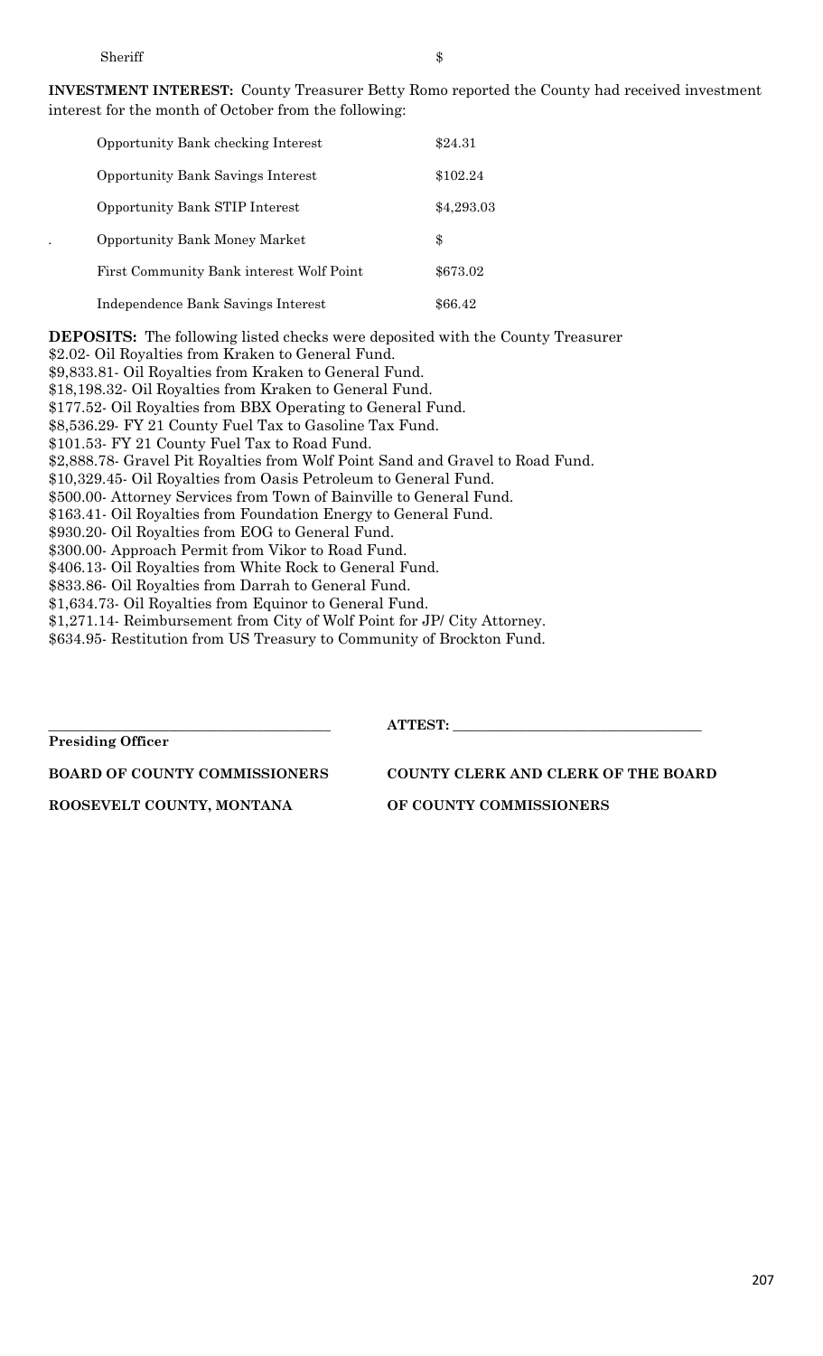Sheriff $

**INVESTMENT INTEREST:** County Treasurer Betty Romo reported the County had received investment interest for the month of October from the following:

| | |
|---|---|
| Opportunity Bank checking Interest | $24.31 |
| Opportunity Bank Savings Interest | $102.24 |
| Opportunity Bank STIP Interest | $4,293.03 |
| Opportunity Bank Money Market | $ |
| First Community Bank interest Wolf Point | $673.02 |
| Independence Bank Savings Interest | $66.42 |

**DEPOSITS:** The following listed checks were deposited with the County Treasurer

$2.02- Oil Royalties from Kraken to General Fund.
$9,833.81- Oil Royalties from Kraken to General Fund.
$18,198.32- Oil Royalties from Kraken to General Fund.
$177.52- Oil Royalties from BBX Operating to General Fund.
$8,536.29- FY 21 County Fuel Tax to Gasoline Tax Fund.
$101.53- FY 21 County Fuel Tax to Road Fund.
$2,888.78- Gravel Pit Royalties from Wolf Point Sand and Gravel to Road Fund.
$10,329.45- Oil Royalties from Oasis Petroleum to General Fund.
$500.00- Attorney Services from Town of Bainville to General Fund.
$163.41- Oil Royalties from Foundation Energy to General Fund.
$930.20- Oil Royalties from EOG to General Fund.
$300.00- Approach Permit from Vikor to Road Fund.
$406.13- Oil Royalties from White Rock to General Fund.
$833.86- Oil Royalties from Darrah to General Fund.
$1,634.73- Oil Royalties from Equinor to General Fund.
$1,271.14- Reimbursement from City of Wolf Point for JP/ City Attorney.
$634.95- Restitution from US Treasury to Community of Brockton Fund.

\_\_\_\_\_\_\_\_\_\_\_\_\_\_\_\_\_\_\_\_\_\_\_\_\_\_\_\_\_\_\_\_\_\_\_\_\_\_
**Presiding Officer**

**BOARD OF COUNTY COMMISSIONERS**

**ROOSEVELT COUNTY, MONTANA**

**ATTEST:** \_\_\_\_\_\_\_\_\_\_\_\_\_\_\_\_\_\_\_\_\_\_\_\_\_\_\_\_\_\_\_\_\_\_

**COUNTY CLERK AND CLERK OF THE BOARD**

**OF COUNTY COMMISSIONERS**